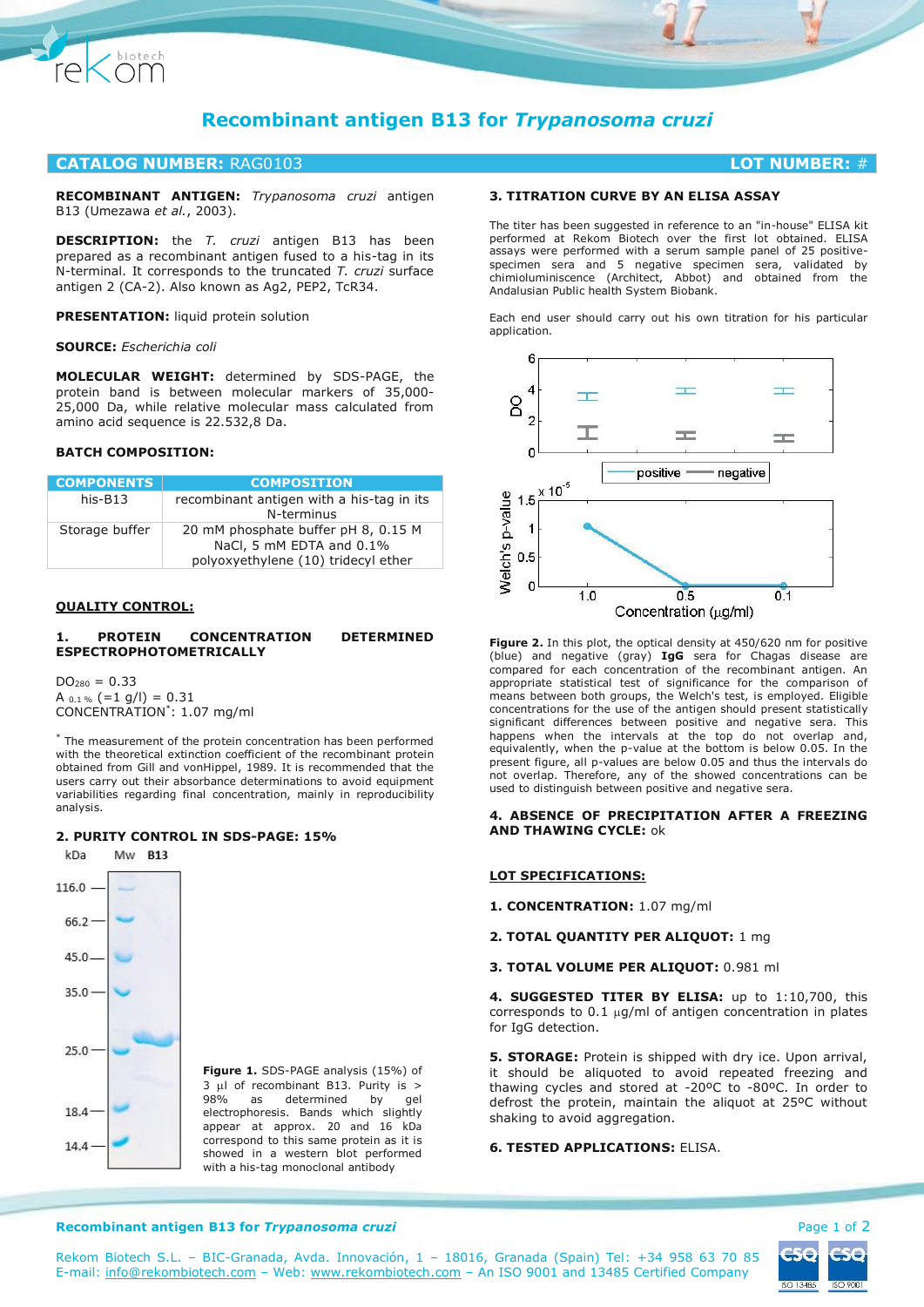# Recombinant antigen B13 for *Trypanosoma cruzi*

**CATALOG NUMBER:** RAG0103 **LOT NUMBER:** #

**RECOMBINANT ANTIGEN:** *Trypanosoma cruzi* antigen B13 (Umezawa *et al.*, 2003).

**DESCRIPTION:** the *T. cruzi* antigen B13 has been prepared as a recombinant antigen fused to a his-tag in its N-terminal. It corresponds to the truncated *T. cruzi* surface antigen 2 (CA-2). Also known as Ag2, PEP2, TcR34.

**PRESENTATION:** liquid protein solution

**SOURCE:** *Escherichia coli*

**MOLECULAR WEIGHT:** determined by SDS-PAGE, the protein band is between markers of 35,000-25,000 Da, while relative molecular mass calculated from amino acid sequence is 22.532,8 Da.

**BATCH COMPOSITION:**

| COMPONENTS | COMPOSITION |
|---|---|
| his-B13 | recombinant antigen with a his-tag in its N-terminus |
| Storage buffer | 20 mM phosphate buffer pH 8, 0.15 M NaCl, 5 mM EDTA and 0.1% polyoxyethylene (10) tridecyl ether |

## QUALITY CONTROL:

### 1. PROTEIN CONCENTRATION DETERMINED ESPECTROPHOTOMETRICALLY

$DO_{280}$ = 0.33
$A_{0.1\%}$ (=1 g/l) = 0.31
CONCENTRATION*: 1.07 mg/ml

* The measurement of the protein concentration has been performed with the theoretical extinction coefficient of the recombinant protein obtained from Gill and vonHippel, 1989. It is recommended that the users carry out their absorbance determinations to avoid equipment variabilities regarding final concentration, mainly in reproducibility analysis.

### 2. PURITY CONTROL IN SDS-PAGE: 15%

**Figure 1.** SDS-PAGE analysis (15%) of 3 µl of recombinant B13. Purity is > 98% as determined by gel electrophoresis. Bands which slightly appear at approx. 20 and 16 kDa correspond to this same protein as it is showed in a western blot performed with a his-tag monoclonal antibody

### 3. TITRATION CURVE BY AN ELISA ASSAY

The titer has been suggested in reference to an "in-house" ELISA kit performed at Rekom Biotech over the first lot obtained. ELISA assays were performed with a serum sample panel of 25 positive-specimen sera and 5 negative specimen sera, validated by chimioluminiscence (Architect, Abbot) and obtained from the Andalusian Public health System Biobank.

Each end user should carry out his own titration for his particular application.

**Figure 2.** In this plot, the optical density at 450/620 nm for positive (blue) and negative (gray) **IgG** sera for Chagas disease are compared for each concentration of the recombinant antigen. An appropriate statistical test of significance for the comparison of means between both groups, the Welch's test, is employed. Eligible concentrations for the use of the antigen should present statistically significant differences between positive and negative sera. This happens when the intervals at the top do not overlap and, equivalently, when the p-value at the bottom is below 0.05. In the present figure, all p-values are below 0.05 and thus the intervals do not overlap. Therefore, any of the showed concentrations can be used to distinguish between positive and negative sera.

### 4. ABSENCE OF PRECIPITATION AFTER A FREEZING AND THAWING CYCLE: ok

## LOT SPECIFICATIONS:

**1. CONCENTRATION:** 1.07 mg/ml

**2. TOTAL QUANTITY PER ALIQUOT:** 1 mg

**3. TOTAL VOLUME PER ALIQUOT:** 0.981 ml

**4. SUGGESTED TITER BY ELISA:** up to 1:10,700, this corresponds to 0.1 µg/ml of antigen concentration in plates for IgG detection.

**5. STORAGE:** Protein is shipped with dry ice. Upon arrival, it should be aliquoted to avoid repeated freezing and thawing cycles and stored at -20ºC to -80ºC. In order to defrost the protein, maintain the aliquot at 25ºC without shaking to avoid aggregation.

**6. TESTED APPLICATIONS:** ELISA.

Rekom Biotech S.L. – BIC-Granada, Avda. Innovación, 1 – 18016, Granada (Spain) Tel: +34 958 63 70 85
E-mail: info@rekombiotech.com – Web: www.rekombiotech.com – An ISO 9001 and 13485 Certified Company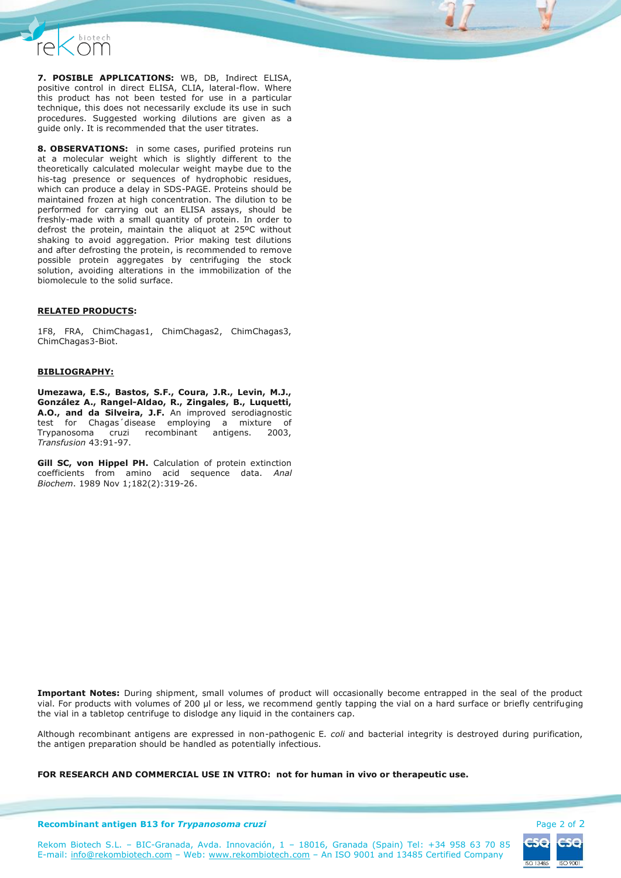**7. POSIBLE APPLICATIONS:** WB, DB, Indirect ELISA, positive control in direct ELISA, CLIA, lateral-flow. Where this product has not been tested for use in a particular technique, this does not necessarily exclude its use in such procedures. Suggested working dilutions are given as a guide only. It is recommended that the user titrates.

**8. OBSERVATIONS:** in some cases, purified proteins run at a molecular weight which is slightly different to the theoretically calculated molecular weight maybe due to the his-tag presence or sequences of hydrophobic residues, which can produce a delay in SDS-PAGE. Proteins should be maintained frozen at high concentration. The dilution to be performed for carrying out an ELISA assays, should be freshly-made with a small quantity of protein. In order to defrost the protein, maintain the aliquot at 25ºC without shaking to avoid aggregation. Prior making test dilutions and after defrosting the protein, is recommended to remove possible protein aggregates by centrifuging the stock solution, avoiding alterations in the immobilization of the biomolecule to the solid surface.

**RELATED PRODUCTS:**

1F8, FRA, ChimChagas1, ChimChagas2, ChimChagas3, ChimChagas3-Biot.

**BIBLIOGRAPHY:**

**Umezawa, E.S., Bastos, S.F., Coura, J.R., Levin, M.J., González A., Rangel-Aldao, R., Zingales, B., Luquetti, A.O., and da Silveira, J.F.** An improved serodiagnostic test for Chagas´disease employing a mixture of Trypanosoma cruzi recombinant antigens. 2003, *Transfusion* 43:91-97.

**Gill SC, von Hippel PH.** Calculation of protein extinction coefficients from amino acid sequence data. *Anal Biochem*. 1989 Nov 1;182(2):319-26.

**Important Notes:** During shipment, small volumes of product will occasionally become entrapped in the seal of the product vial. For products with volumes of 200 µl or less, we recommend gently tapping the vial on a hard surface or briefly centrifuging the vial in a tabletop centrifuge to dislodge any liquid in the containers cap.

Although recombinant antigens are expressed in non-pathogenic E. *coli* and bacterial integrity is destroyed during purification, the antigen preparation should be handled as potentially infectious.

**FOR RESEARCH AND COMMERCIAL USE IN VITRO: not for human in vivo or therapeutic use.**